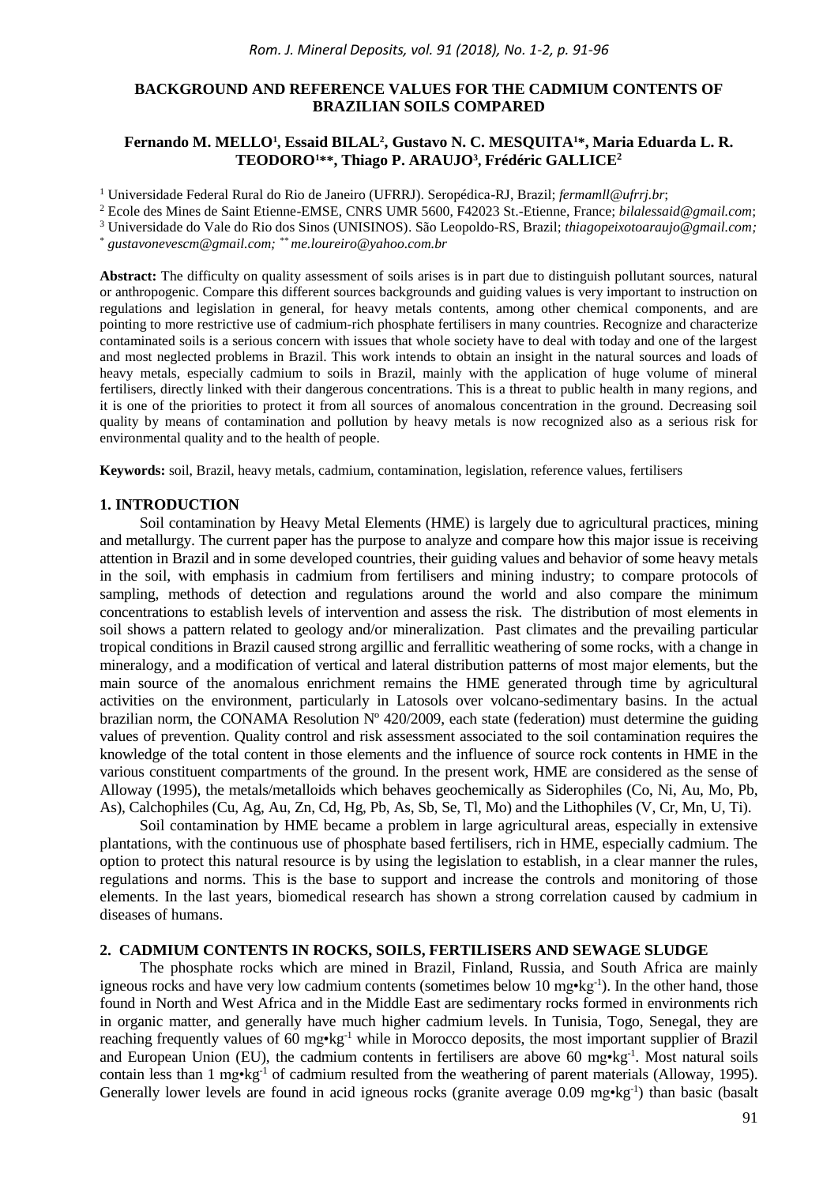# BACKGROUND AND REFERENCE VALUES FOR THE CADMIUM CONTENTS OF BRAZILIAN SOILS COMPARED

**Fernando M. MELLO[1], Essaid BILAL[2], Gustavo N. C. MESQUITA[1*], Maria Eduarda L. R. TEODORO[1**], Thiago P. ARAUJO[3], Frédéric GALLICE[2]**

[1] Universidade Federal Rural do Rio de Janeiro (UFRRJ). Seropédica-RJ, Brazil; *fermamll@ufrrj.br*;

[2] Ecole des Mines de Saint Etienne-EMSE, CNRS UMR 5600, F42023 St.-Etienne, France; *bilalessaid@gmail.com*;

[3] Universidade do Vale do Rio dos Sinos (UNISINOS). São Leopoldo-RS, Brazil; *thiagopeixotoaraujo@gmail.com;*

[*] *gustavonevescm@gmail.com;* [**] *me.loureiro@yahoo.com.br*

**Abstract:** The difficulty on quality assessment of soils arises is in part due to distinguish pollutant sources, natural or anthropogenic. Compare this different sources backgrounds and guiding values is very important to instruction on regulations and legislation in general, for heavy metals contents, among other chemical components, and are pointing to more restrictive use of cadmium-rich phosphate fertilisers in many countries. Recognize and characterize contaminated soils is a serious concern with issues that whole society have to deal with today and one of the largest and most neglected problems in Brazil. This work intends to obtain an insight in the natural sources and loads of heavy metals, especially cadmium to soils in Brazil, mainly with the application of huge volume of mineral fertilisers, directly linked with their dangerous concentrations. This is a threat to public health in many regions, and it is one of the priorities to protect it from all sources of anomalous concentration in the ground. Decreasing soil quality by means of contamination and pollution by heavy metals is now recognized also as a serious risk for environmental quality and to the health of people.

**Keywords:** soil, Brazil, heavy metals, cadmium, contamination, legislation, reference values, fertilisers

## 1. INTRODUCTION

Soil contamination by Heavy Metal Elements (HME) is largely due to agricultural practices, mining and metallurgy. The current paper has the purpose to analyze and compare how this major issue is receiving attention in Brazil and in some developed countries, their guiding values and behavior of some heavy metals in the soil, with emphasis in cadmium from fertilisers and mining industry; to compare protocols of sampling, methods of detection and regulations around the world and also compare the minimum concentrations to establish levels of intervention and assess the risk. The distribution of most elements in soil shows a pattern related to geology and/or mineralization. Past climates and the prevailing particular tropical conditions in Brazil caused strong argillic and ferrallitic weathering of some rocks, with a change in mineralogy, and a modification of vertical and lateral distribution patterns of most major elements, but the main source of the anomalous enrichment remains the HME generated through time by agricultural activities on the environment, particularly in Latosols over volcano-sedimentary basins. In the actual brazilian norm, the CONAMA Resolution Nº 420/2009, each state (federation) must determine the guiding values of prevention. Quality control and risk assessment associated to the soil contamination requires the knowledge of the total content in those elements and the influence of source rock contents in HME in the various constituent compartments of the ground. In the present work, HME are considered as the sense of Alloway (1995), the metals/metalloids which behaves geochemically as Siderophiles (Co, Ni, Au, Mo, Pb, As), Calchophiles (Cu, Ag, Au, Zn, Cd, Hg, Pb, As, Sb, Se, Tl, Mo) and the Lithophiles (V, Cr, Mn, U, Ti).

Soil contamination by HME became a problem in large agricultural areas, especially in extensive plantations, with the continuous use of phosphate based fertilisers, rich in HME, especially cadmium. The option to protect this natural resource is by using the legislation to establish, in a clear manner the rules, regulations and norms. This is the base to support and increase the controls and monitoring of those elements. In the last years, biomedical research has shown a strong correlation caused by cadmium in diseases of humans.

## 2. CADMIUM CONTENTS IN ROCKS, SOILS, FERTILISERS AND SEWAGE SLUDGE

The phosphate rocks which are mined in Brazil, Finland, Russia, and South Africa are mainly igneous rocks and have very low cadmium contents (sometimes below 10 mg•kg$^{-1}$). In the other hand, those found in North and West Africa and in the Middle East are sedimentary rocks formed in environments rich in organic matter, and generally have much higher cadmium levels. In Tunisia, Togo, Senegal, they are reaching frequently values of 60 mg•kg$^{-1}$ while in Morocco deposits, the most important supplier of Brazil and European Union (EU), the cadmium contents in fertilisers are above 60 mg•kg$^{-1}$. Most natural soils contain less than 1 mg•kg$^{-1}$ of cadmium resulted from the weathering of parent materials (Alloway, 1995). Generally lower levels are found in acid igneous rocks (granite average 0.09 mg•kg$^{-1}$) than basic (basalt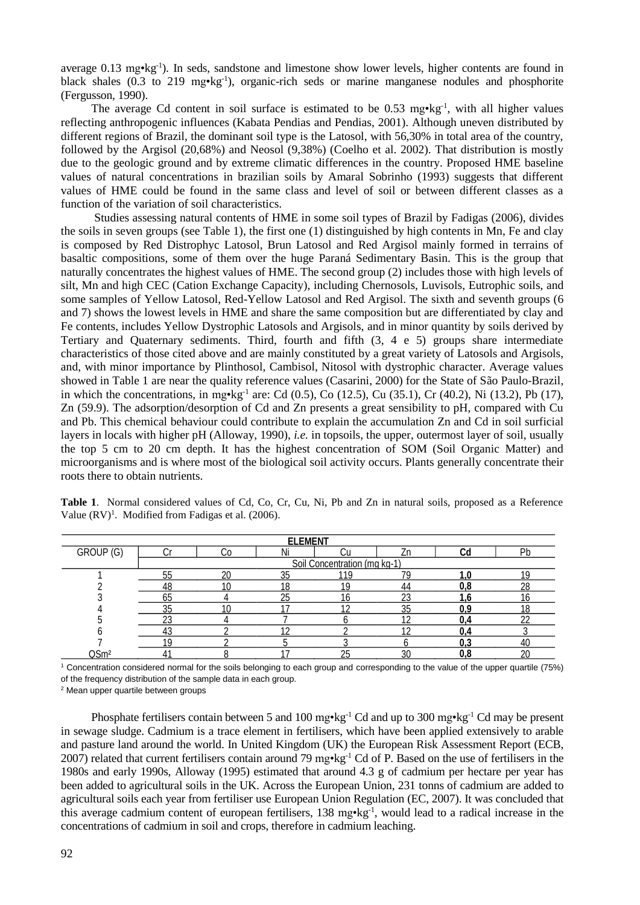average 0.13 mg•kg$^{-1}$). In seds, sandstone and limestone show lower levels, higher contents are found in black shales (0.3 to 219 mg•kg$^{-1}$), organic-rich seds or marine manganese nodules and phosphorite (Fergusson, 1990).

The average Cd content in soil surface is estimated to be 0.53 mg•kg$^{-1}$, with all higher values reflecting anthropogenic influences (Kabata Pendias and Pendias, 2001). Although uneven distributed by different regions of Brazil, the dominant soil type is the Latosol, with 56,30% in total area of the country, followed by the Argisol (20,68%) and Neosol (9,38%) (Coelho et al. 2002). That distribution is mostly due to the geologic ground and by extreme climatic differences in the country. Proposed HME baseline values of natural concentrations in brazilian soils by Amaral Sobrinho (1993) suggests that different values of HME could be found in the same class and level of soil or between different classes as a function of the variation of soil characteristics.

Studies assessing natural contents of HME in some soil types of Brazil by Fadigas (2006), divides the soils in seven groups (see Table 1), the first one (1) distinguished by high contents in Mn, Fe and clay is composed by Red Distrophyc Latosol, Brun Latosol and Red Argisol mainly formed in terrains of basaltic compositions, some of them over the huge Paraná Sedimentary Basin. This is the group that naturally concentrates the highest values of HME. The second group (2) includes those with high levels of silt, Mn and high CEC (Cation Exchange Capacity), including Chernosols, Luvisols, Eutrophic soils, and some samples of Yellow Latosol, Red-Yellow Latosol and Red Argisol. The sixth and seventh groups (6 and 7) shows the lowest levels in HME and share the same composition but are differentiated by clay and Fe contents, includes Yellow Dystrophic Latosols and Argisols, and in minor quantity by soils derived by Tertiary and Quaternary sediments. Third, fourth and fifth (3, 4 e 5) groups share intermediate characteristics of those cited above and are mainly constituted by a great variety of Latosols and Argisols, and, with minor importance by Plinthosol, Cambisol, Nitosol with dystrophic character. Average values showed in Table 1 are near the quality reference values (Casarini, 2000) for the State of São Paulo-Brazil, in which the concentrations, in mg•kg$^{-1}$ are: Cd (0.5), Co (12.5), Cu (35.1), Cr (40.2), Ni (13.2), Pb (17), Zn (59.9). The adsorption/desorption of Cd and Zn presents a great sensibility to pH, compared with Cu and Pb. This chemical behaviour could contribute to explain the accumulation Zn and Cd in soil surficial layers in locals with higher pH (Alloway, 1990), *i.e.* in topsoils, the upper, outermost layer of soil, usually the top 5 cm to 20 cm depth. It has the highest concentration of SOM (Soil Organic Matter) and microorganisms and is where most of the biological soil activity occurs. Plants generally concentrate their roots there to obtain nutrients.

**Table 1**. Normal considered values of Cd, Co, Cr, Cu, Ni, Pb and Zn in natural soils, proposed as a Reference Value (RV)[1]. Modified from Fadigas et al. (2006).

| | ELEMENT | | | | | | |
|---|---|---|---|---|---|---|---|
| GROUP (G) | Cr | Co | Ni | Cu | Zn | **Cd** | Pb |
| | Soil Concentration (mg kg-1) | | | | | | |
| 1 | 55 | 20 | 35 | 119 | 79 | **1,0** | 19 |
| 2 | 48 | 10 | 18 | 19 | 44 | **0,8** | 28 |
| 3 | 65 | 4 | 25 | 16 | 23 | **1,6** | 16 |
| 4 | 35 | 10 | 17 | 12 | 35 | **0,9** | 18 |
| 5 | 23 | 4 | 7 | 6 | 12 | **0,4** | 22 |
| 6 | 43 | 2 | 12 | 2 | 12 | **0,4** | 3 |
| 7 | 19 | 2 | 5 | 3 | 6 | **0,3** | 40 |
| QSm[2] | 41 | 8 | 17 | 25 | 30 | **0,8** | 20 |

[1] Concentration considered normal for the soils belonging to each group and corresponding to the value of the upper quartile (75%) of the frequency distribution of the sample data in each group.
[2] Mean upper quartile between groups

Phosphate fertilisers contain between 5 and 100 mg•kg$^{-1}$ Cd and up to 300 mg•kg$^{-1}$ Cd may be present in sewage sludge. Cadmium is a trace element in fertilisers, which have been applied extensively to arable and pasture land around the world. In United Kingdom (UK) the European Risk Assessment Report (ECB, 2007) related that current fertilisers contain around 79 mg•kg$^{-1}$ Cd of P. Based on the use of fertilisers in the 1980s and early 1990s, Alloway (1995) estimated that around 4.3 g of cadmium per hectare per year has been added to agricultural soils in the UK. Across the European Union, 231 tonns of cadmium are added to agricultural soils each year from fertiliser use European Union Regulation (EC, 2007). It was concluded that this average cadmium content of european fertilisers, 138 mg•kg$^{-1}$, would lead to a radical increase in the concentrations of cadmium in soil and crops, therefore in cadmium leaching.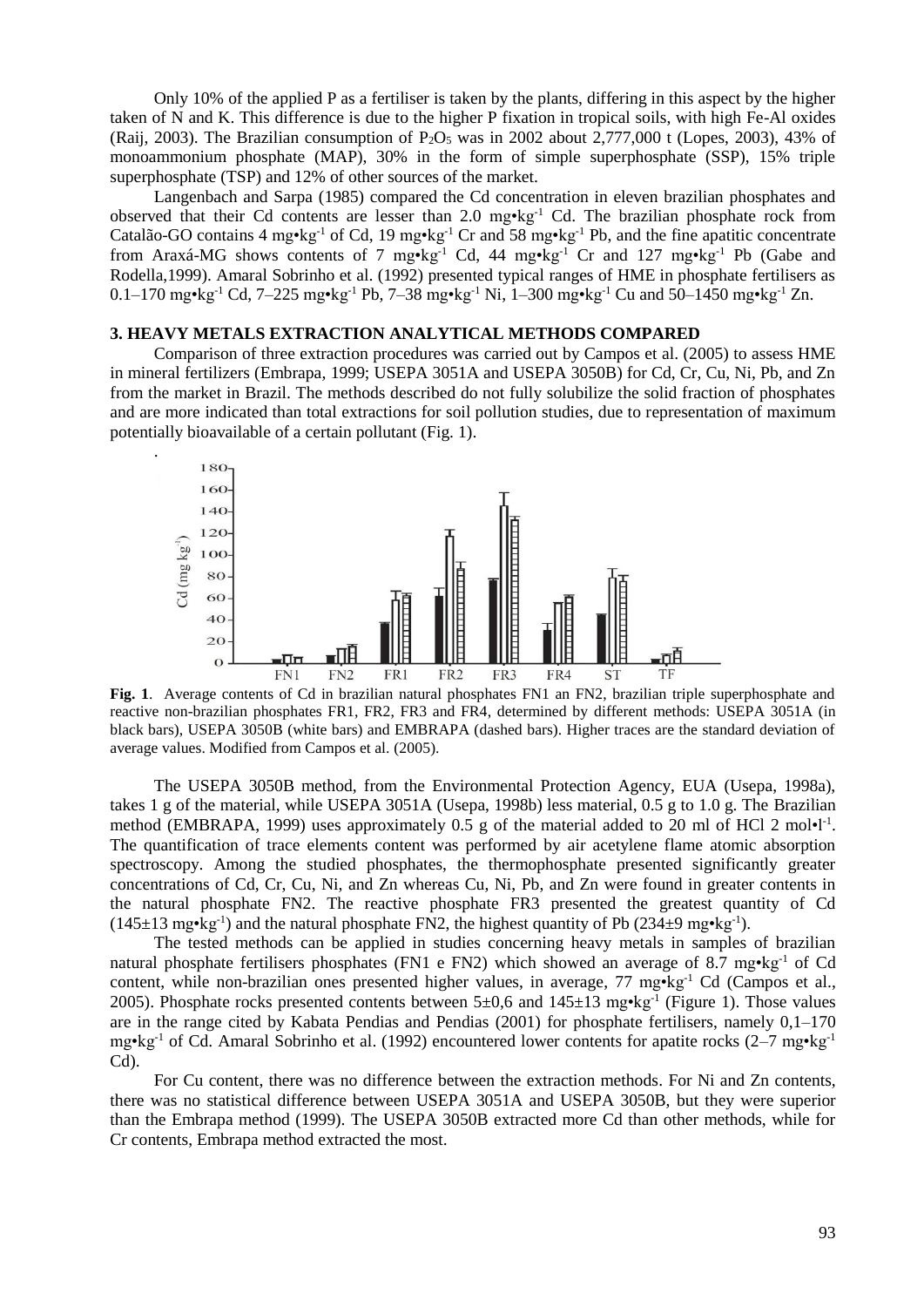Only 10% of the applied P as a fertiliser is taken by the plants, differing in this aspect by the higher taken of N and K. This difference is due to the higher P fixation in tropical soils, with high Fe-Al oxides (Raij, 2003). The Brazilian consumption of $P_2O_5$ was in 2002 about 2,777,000 t (Lopes, 2003), 43% of monoammonium phosphate (MAP), 30% in the form of simple superphosphate (SSP), 15% triple superphosphate (TSP) and 12% of other sources of the market.

Langenbach and Sarpa (1985) compared the Cd concentration in eleven brazilian phosphates and observed that their Cd contents are lesser than 2.0 mg•kg$^{-1}$ Cd. The brazilian phosphate rock from Catalão-GO contains 4 mg•kg$^{-1}$ of Cd, 19 mg•kg$^{-1}$ Cr and 58 mg•kg$^{-1}$ Pb, and the fine apatitic concentrate from Araxá-MG shows contents of 7 mg•kg$^{-1}$ Cd, 44 mg•kg$^{-1}$ Cr and 127 mg•kg$^{-1}$ Pb (Gabe and Rodella,1999). Amaral Sobrinho et al. (1992) presented typical ranges of HME in phosphate fertilisers as 0.1–170 mg•kg$^{-1}$ Cd, 7–225 mg•kg$^{-1}$ Pb, 7–38 mg•kg$^{-1}$ Ni, 1–300 mg•kg$^{-1}$ Cu and 50–1450 mg•kg$^{-1}$ Zn.

## 3. HEAVY METALS EXTRACTION ANALYTICAL METHODS COMPARED

Comparison of three extraction procedures was carried out by Campos et al. (2005) to assess HME in mineral fertilizers (Embrapa, 1999; USEPA 3051A and USEPA 3050B) for Cd, Cr, Cu, Ni, Pb, and Zn from the market in Brazil. The methods described do not fully solubilize the solid fraction of phosphates and are more indicated than total extractions for soil pollution studies, due to representation of maximum potentially bioavailable of a certain pollutant (Fig. 1).

**Fig. 1**. Average contents of Cd in brazilian natural phosphates FN1 an FN2, brazilian triple superphosphate and reactive non-brazilian phosphates FR1, FR2, FR3 and FR4, determined by different methods: USEPA 3051A (in black bars), USEPA 3050B (white bars) and EMBRAPA (dashed bars). Higher traces are the standard deviation of average values. Modified from Campos et al. (2005).

The USEPA 3050B method, from the Environmental Protection Agency, EUA (Usepa, 1998a), takes 1 g of the material, while USEPA 3051A (Usepa, 1998b) less material, 0.5 g to 1.0 g. The Brazilian method (EMBRAPA, 1999) uses approximately 0.5 g of the material added to 20 ml of HCl 2 mol•l$^{-1}$. The quantification of trace elements content was performed by air acetylene flame atomic absorption spectroscopy. Among the studied phosphates, the thermophosphate presented significantly greater concentrations of Cd, Cr, Cu, Ni, and Zn whereas Cu, Ni, Pb, and Zn were found in greater contents in the natural phosphate FN2. The reactive phosphate FR3 presented the greatest quantity of Cd (145±13 mg•kg$^{-1}$) and the natural phosphate FN2, the highest quantity of Pb (234±9 mg•kg$^{-1}$).

The tested methods can be applied in studies concerning heavy metals in samples of brazilian natural phosphate fertilisers phosphates (FN1 e FN2) which showed an average of 8.7 mg•kg$^{-1}$ of Cd content, while non-brazilian ones presented higher values, in average, 77 mg•kg$^{-1}$ Cd (Campos et al., 2005). Phosphate rocks presented contents between 5±0,6 and 145±13 mg•kg$^{-1}$ (Figure 1). Those values are in the range cited by Kabata Pendias and Pendias (2001) for phosphate fertilisers, namely 0,1–170 mg•kg$^{-1}$ of Cd. Amaral Sobrinho et al. (1992) encountered lower contents for apatite rocks (2–7 mg•kg$^{-1}$ Cd).

For Cu content, there was no difference between the extraction methods. For Ni and Zn contents, there was no statistical difference between USEPA 3051A and USEPA 3050B, but they were superior than the Embrapa method (1999). The USEPA 3050B extracted more Cd than other methods, while for Cr contents, Embrapa method extracted the most.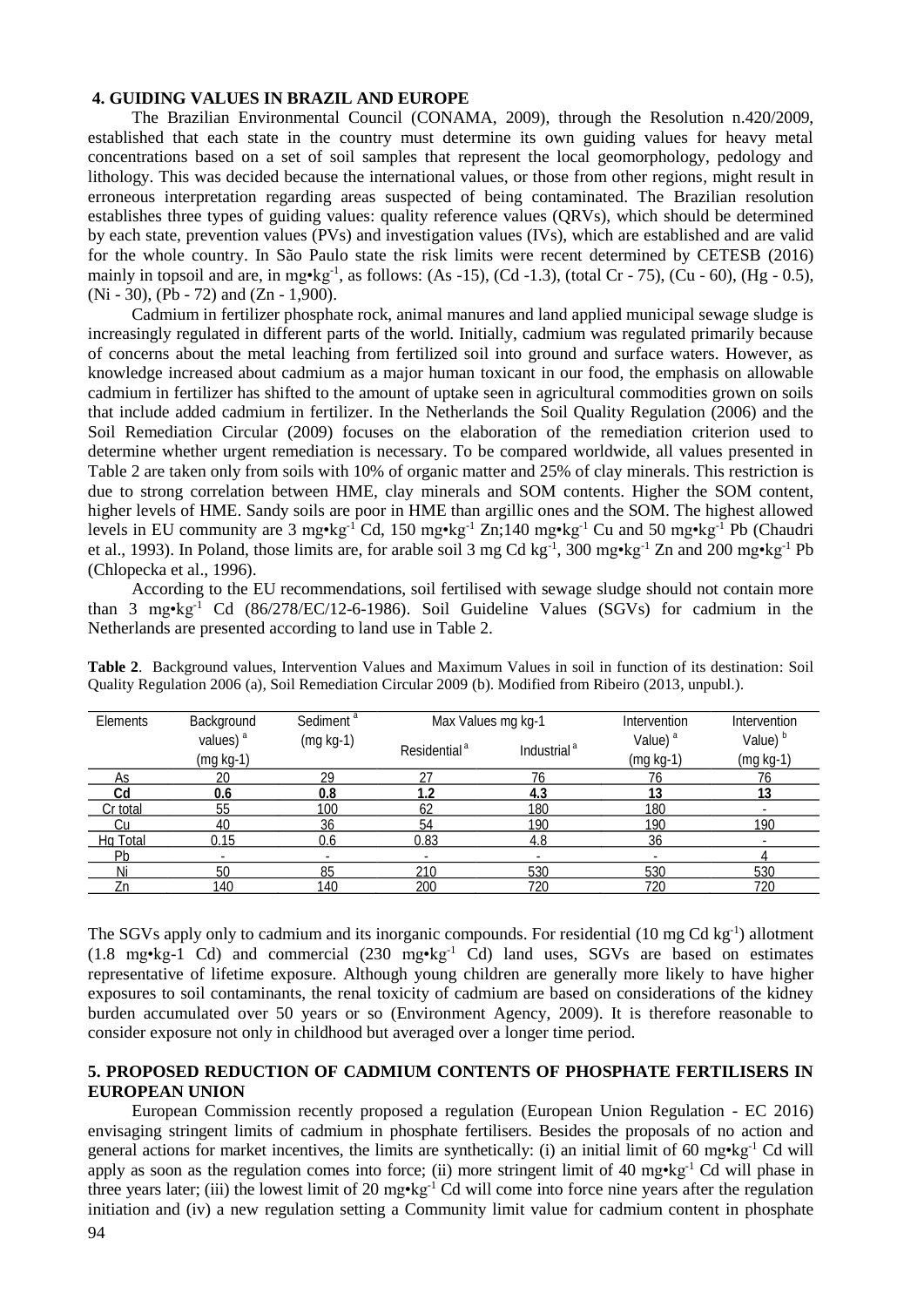## 4. GUIDING VALUES IN BRAZIL AND EUROPE

The Brazilian Environmental Council (CONAMA, 2009), through the Resolution n.420/2009, established that each state in the country must determine its own guiding values for heavy metal concentrations based on a set of soil samples that represent the local geomorphology, pedology and lithology. This was decided because the international values, or those from other regions, might result in erroneous interpretation regarding areas suspected of being contaminated. The Brazilian resolution establishes three types of guiding values: quality reference values (QRVs), which should be determined by each state, prevention values (PVs) and investigation values (IVs), which are established and are valid for the whole country. In São Paulo state the risk limits were recent determined by CETESB (2016) mainly in topsoil and are, in mg•kg$^{-1}$, as follows: (As -15), (Cd -1.3), (total Cr - 75), (Cu - 60), (Hg - 0.5), (Ni - 30), (Pb - 72) and (Zn - 1,900).

Cadmium in fertilizer phosphate rock, animal manures and land applied municipal sewage sludge is increasingly regulated in different parts of the world. Initially, cadmium was regulated primarily because of concerns about the metal leaching from fertilized soil into ground and surface waters. However, as knowledge increased about cadmium as a major human toxicant in our food, the emphasis on allowable cadmium in fertilizer has shifted to the amount of uptake seen in agricultural commodities grown on soils that include added cadmium in fertilizer. In the Netherlands the Soil Quality Regulation (2006) and the Soil Remediation Circular (2009) focuses on the elaboration of the remediation criterion used to determine whether urgent remediation is necessary. To be compared worldwide, all values presented in Table 2 are taken only from soils with 10% of organic matter and 25% of clay minerals. This restriction is due to strong correlation between HME, clay minerals and SOM contents. Higher the SOM content, higher levels of HME. Sandy soils are poor in HME than argillic ones and the SOM. The highest allowed levels in EU community are 3 mg•kg$^{-1}$ Cd, 150 mg•kg$^{-1}$ Zn;140 mg•kg$^{-1}$ Cu and 50 mg•kg$^{-1}$ Pb (Chaudri et al., 1993). In Poland, those limits are, for arable soil 3 mg Cd kg$^{-1}$, 300 mg•kg$^{-1}$ Zn and 200 mg•kg$^{-1}$ Pb (Chlopecka et al., 1996).

According to the EU recommendations, soil fertilised with sewage sludge should not contain more than 3 mg•kg$^{-1}$ Cd (86/278/EC/12-6-1986). Soil Guideline Values (SGVs) for cadmium in the Netherlands are presented according to land use in Table 2.

**Table 2**. Background values, Intervention Values and Maximum Values in soil in function of its destination: Soil Quality Regulation 2006 (a), Soil Remediation Circular 2009 (b). Modified from Ribeiro (2013, unpubl.).

| Elements | Background values) [a] (mg kg-1) | Sediment [a] (mg kg-1) | Max Values mg kg-1 | | Intervention Value) [a] (mg kg-1) | Intervention Value) [b] (mg kg-1) |
|---|---|---|---|---|---|---|
| | | | Residential [a] | Industrial [a] | | |
| As | 20 | 29 | 27 | 76 | 76 | 76 |
| **Cd** | **0.6** | **0.8** | **1.2** | **4.3** | **13** | **13** |
| Cr total | 55 | 100 | 62 | 180 | 180 | - |
| Cu | 40 | 36 | 54 | 190 | 190 | 190 |
| Hg Total | 0.15 | 0.6 | 0.83 | 4.8 | 36 | - |
| Pb | - | - | - | - | - | 4 |
| Ni | 50 | 85 | 210 | 530 | 530 | 530 |
| Zn | 140 | 140 | 200 | 720 | 720 | 720 |

The SGVs apply only to cadmium and its inorganic compounds. For residential (10 mg Cd kg$^{-1}$) allotment (1.8 mg•kg-1 Cd) and commercial (230 mg•kg$^{-1}$ Cd) land uses, SGVs are based on estimates representative of lifetime exposure. Although young children are generally more likely to have higher exposures to soil contaminants, the renal toxicity of cadmium are based on considerations of the kidney burden accumulated over 50 years or so (Environment Agency, 2009). It is therefore reasonable to consider exposure not only in childhood but averaged over a longer time period.

## 5. PROPOSED REDUCTION OF CADMIUM CONTENTS OF PHOSPHATE FERTILISERS IN EUROPEAN UNION

European Commission recently proposed a regulation (European Union Regulation - EC 2016) envisaging stringent limits of cadmium in phosphate fertilisers. Besides the proposals of no action and general actions for market incentives, the limits are synthetically: (i) an initial limit of 60 mg•kg$^{-1}$ Cd will apply as soon as the regulation comes into force; (ii) more stringent limit of 40 mg•kg$^{-1}$ Cd will phase in three years later; (iii) the lowest limit of 20 mg•kg$^{-1}$ Cd will come into force nine years after the regulation initiation and (iv) a new regulation setting a Community limit value for cadmium content in phosphate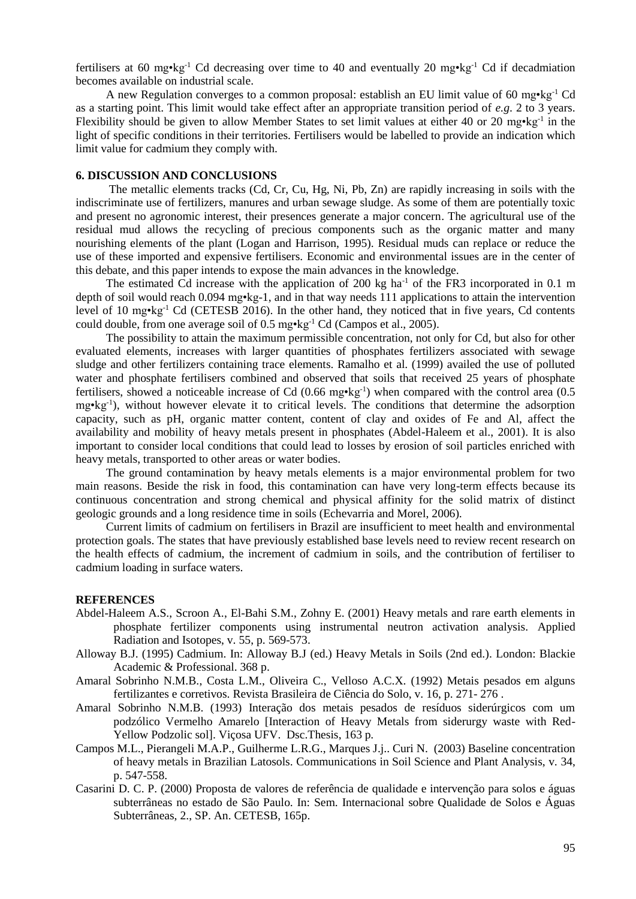fertilisers at 60 mg•kg$^{-1}$ Cd decreasing over time to 40 and eventually 20 mg•kg$^{-1}$ Cd if decadmiation becomes available on industrial scale.

A new Regulation converges to a common proposal: establish an EU limit value of 60 mg•kg$^{-1}$ Cd as a starting point. This limit would take effect after an appropriate transition period of *e.g*. 2 to 3 years. Flexibility should be given to allow Member States to set limit values at either 40 or 20 mg•kg$^{-1}$ in the light of specific conditions in their territories. Fertilisers would be labelled to provide an indication which limit value for cadmium they comply with.

## 6. DISCUSSION AND CONCLUSIONS

The metallic elements tracks (Cd, Cr, Cu, Hg, Ni, Pb, Zn) are rapidly increasing in soils with the indiscriminate use of fertilizers, manures and urban sewage sludge. As some of them are potentially toxic and present no agronomic interest, their presences generate a major concern. The agricultural use of the residual mud allows the recycling of precious components such as the organic matter and many nourishing elements of the plant (Logan and Harrison, 1995). Residual muds can replace or reduce the use of these imported and expensive fertilisers. Economic and environmental issues are in the center of this debate, and this paper intends to expose the main advances in the knowledge.

The estimated Cd increase with the application of 200 kg ha$^{-1}$ of the FR3 incorporated in 0.1 m depth of soil would reach 0.094 mg•kg-1, and in that way needs 111 applications to attain the intervention level of 10 mg•kg$^{-1}$ Cd (CETESB 2016). In the other hand, they noticed that in five years, Cd contents could double, from one average soil of 0.5 mg•kg$^{-1}$ Cd (Campos et al., 2005).

The possibility to attain the maximum permissible concentration, not only for Cd, but also for other evaluated elements, increases with larger quantities of phosphates fertilizers associated with sewage sludge and other fertilizers containing trace elements. Ramalho et al. (1999) availed the use of polluted water and phosphate fertilisers combined and observed that soils that received 25 years of phosphate fertilisers, showed a noticeable increase of Cd (0.66 mg•kg$^{-1}$) when compared with the control area (0.5 mg•kg$^{-1}$), without however elevate it to critical levels. The conditions that determine the adsorption capacity, such as pH, organic matter content, content of clay and oxides of Fe and Al, affect the availability and mobility of heavy metals present in phosphates (Abdel-Haleem et al., 2001). It is also important to consider local conditions that could lead to losses by erosion of soil particles enriched with heavy metals, transported to other areas or water bodies.

The ground contamination by heavy metals elements is a major environmental problem for two main reasons. Beside the risk in food, this contamination can have very long-term effects because its continuous concentration and strong chemical and physical affinity for the solid matrix of distinct geologic grounds and a long residence time in soils (Echevarria and Morel, 2006).

Current limits of cadmium on fertilisers in Brazil are insufficient to meet health and environmental protection goals. The states that have previously established base levels need to review recent research on the health effects of cadmium, the increment of cadmium in soils, and the contribution of fertiliser to cadmium loading in surface waters.

## REFERENCES

Abdel-Haleem A.S., Scroon A., El-Bahi S.M., Zohny E. (2001) Heavy metals and rare earth elements in phosphate fertilizer components using instrumental neutron activation analysis. Applied Radiation and Isotopes, v. 55, p. 569-573.

Alloway B.J. (1995) Cadmium. In: Alloway B.J (ed.) Heavy Metals in Soils (2nd ed.). London: Blackie Academic & Professional. 368 p.

Amaral Sobrinho N.M.B., Costa L.M., Oliveira C., Velloso A.C.X. (1992) Metais pesados em alguns fertilizantes e corretivos. Revista Brasileira de Ciência do Solo, v. 16, p. 271- 276 .

Amaral Sobrinho N.M.B. (1993) Interação dos metais pesados de resíduos siderúrgicos com um podzólico Vermelho Amarelo [Interaction of Heavy Metals from siderurgy waste with Red-Yellow Podzolic sol]. Viçosa UFV. Dsc.Thesis, 163 p.

Campos M.L., Pierangeli M.A.P., Guilherme L.R.G., Marques J.j.. Curi N. (2003) Baseline concentration of heavy metals in Brazilian Latosols. Communications in Soil Science and Plant Analysis, v. 34, p. 547-558.

Casarini D. C. P. (2000) Proposta de valores de referência de qualidade e intervenção para solos e águas subterrâneas no estado de São Paulo. In: Sem. Internacional sobre Qualidade de Solos e Águas Subterrâneas, 2., SP. An. CETESB, 165p.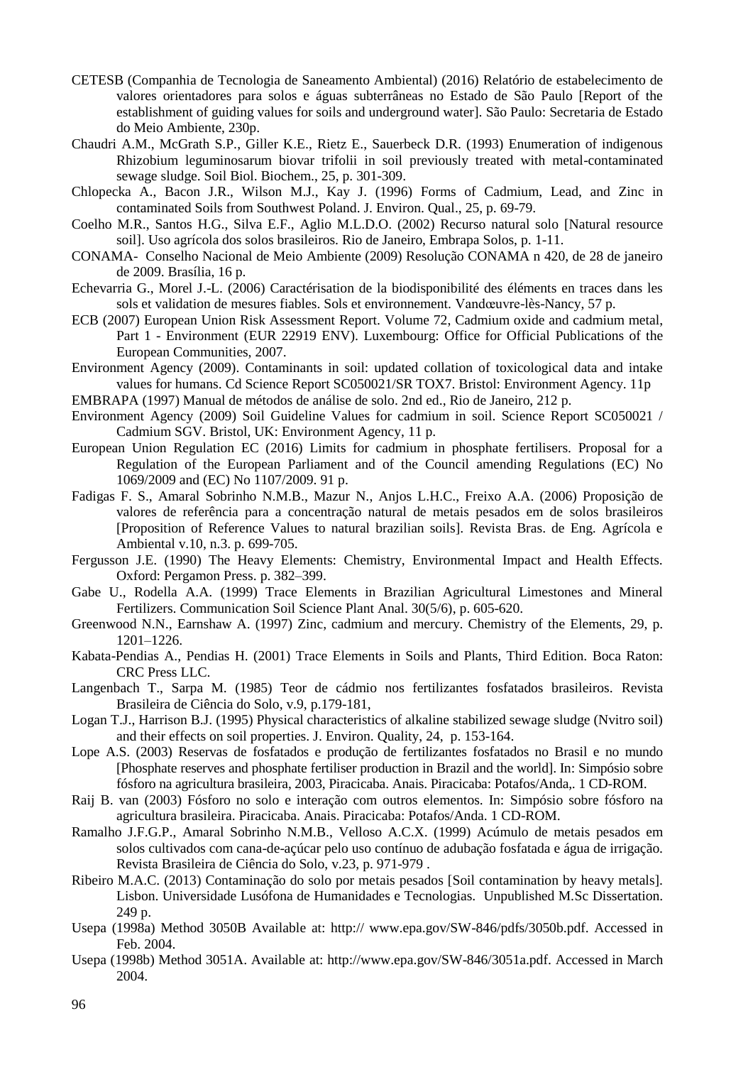CETESB (Companhia de Tecnologia de Saneamento Ambiental) (2016) Relatório de estabelecimento de valores orientadores para solos e águas subterrâneas no Estado de São Paulo [Report of the establishment of guiding values for soils and underground water]. São Paulo: Secretaria de Estado do Meio Ambiente, 230p.

Chaudri A.M., McGrath S.P., Giller K.E., Rietz E., Sauerbeck D.R. (1993) Enumeration of indigenous Rhizobium leguminosarum biovar trifolii in soil previously treated with metal-contaminated sewage sludge. Soil Biol. Biochem., 25, p. 301-309.

Chlopecka A., Bacon J.R., Wilson M.J., Kay J. (1996) Forms of Cadmium, Lead, and Zinc in contaminated Soils from Southwest Poland. J. Environ. Qual., 25, p. 69-79.

Coelho M.R., Santos H.G., Silva E.F., Aglio M.L.D.O. (2002) Recurso natural solo [Natural resource soil]. Uso agrícola dos solos brasileiros. Rio de Janeiro, Embrapa Solos, p. 1-11.

CONAMA- Conselho Nacional de Meio Ambiente (2009) Resolução CONAMA n 420, de 28 de janeiro de 2009. Brasília, 16 p.

Echevarria G., Morel J.-L. (2006) Caractérisation de la biodisponibilité des éléments en traces dans les sols et validation de mesures fiables. Sols et environnement. Vandœuvre-lès-Nancy, 57 p.

ECB (2007) European Union Risk Assessment Report. Volume 72, Cadmium oxide and cadmium metal, Part 1 - Environment (EUR 22919 ENV). Luxembourg: Office for Official Publications of the European Communities, 2007.

Environment Agency (2009). Contaminants in soil: updated collation of toxicological data and intake values for humans. Cd Science Report SC050021/SR TOX7. Bristol: Environment Agency. 11p

EMBRAPA (1997) Manual de métodos de análise de solo. 2nd ed., Rio de Janeiro, 212 p.

Environment Agency (2009) Soil Guideline Values for cadmium in soil. Science Report SC050021 / Cadmium SGV. Bristol, UK: Environment Agency, 11 p.

European Union Regulation EC (2016) Limits for cadmium in phosphate fertilisers. Proposal for a Regulation of the European Parliament and of the Council amending Regulations (EC) No 1069/2009 and (EC) No 1107/2009. 91 p.

Fadigas F. S., Amaral Sobrinho N.M.B., Mazur N., Anjos L.H.C., Freixo A.A. (2006) Proposição de valores de referência para a concentração natural de metais pesados em de solos brasileiros [Proposition of Reference Values to natural brazilian soils]. Revista Bras. de Eng. Agrícola e Ambiental v.10, n.3. p. 699-705.

Fergusson J.E. (1990) The Heavy Elements: Chemistry, Environmental Impact and Health Effects. Oxford: Pergamon Press. p. 382–399.

Gabe U., Rodella A.A. (1999) Trace Elements in Brazilian Agricultural Limestones and Mineral Fertilizers. Communication Soil Science Plant Anal. 30(5/6), p. 605-620.

Greenwood N.N., Earnshaw A. (1997) Zinc, cadmium and mercury. Chemistry of the Elements, 29, p. 1201–1226.

Kabata-Pendias A., Pendias H. (2001) Trace Elements in Soils and Plants, Third Edition. Boca Raton: CRC Press LLC.

Langenbach T., Sarpa M. (1985) Teor de cádmio nos fertilizantes fosfatados brasileiros. Revista Brasileira de Ciência do Solo, v.9, p.179-181,

Logan T.J., Harrison B.J. (1995) Physical characteristics of alkaline stabilized sewage sludge (Nvitro soil) and their effects on soil properties. J. Environ. Quality, 24, p. 153-164.

Lope A.S. (2003) Reservas de fosfatados e produção de fertilizantes fosfatados no Brasil e no mundo [Phosphate reserves and phosphate fertiliser production in Brazil and the world]. In: Simpósio sobre fósforo na agricultura brasileira, 2003, Piracicaba. Anais. Piracicaba: Potafos/Anda,. 1 CD-ROM.

Raij B. van (2003) Fósforo no solo e interação com outros elementos. In: Simpósio sobre fósforo na agricultura brasileira. Piracicaba. Anais. Piracicaba: Potafos/Anda. 1 CD-ROM.

Ramalho J.F.G.P., Amaral Sobrinho N.M.B., Velloso A.C.X. (1999) Acúmulo de metais pesados em solos cultivados com cana-de-açúcar pelo uso contínuo de adubação fosfatada e água de irrigação. Revista Brasileira de Ciência do Solo, v.23, p. 971-979 .

Ribeiro M.A.C. (2013) Contaminação do solo por metais pesados [Soil contamination by heavy metals]. Lisbon. Universidade Lusófona de Humanidades e Tecnologias. Unpublished M.Sc Dissertation. 249 p.

Usepa (1998a) Method 3050B Available at: http:// www.epa.gov/SW-846/pdfs/3050b.pdf. Accessed in Feb. 2004.

Usepa (1998b) Method 3051A. Available at: http://www.epa.gov/SW-846/3051a.pdf. Accessed in March 2004.